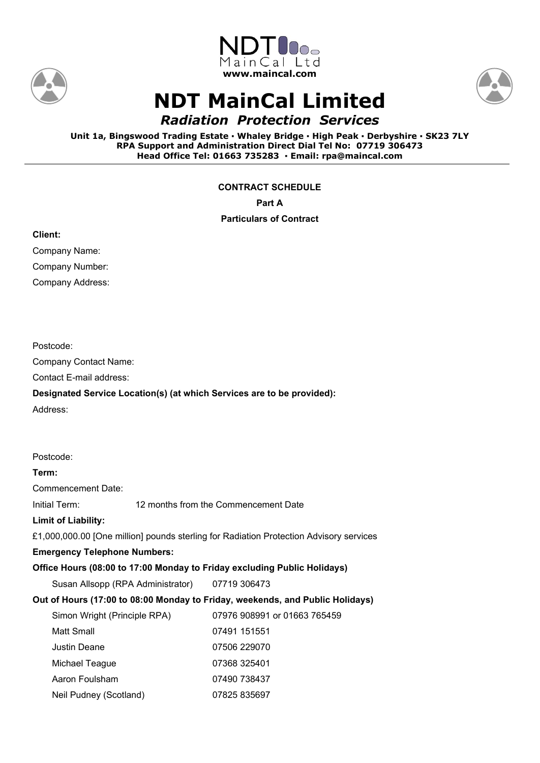NDT MainCal Ltd
**www.maincal.com**

# NDT MainCal Limited

***Radiation Protection Services***

**Unit 1a, Bingswood Trading Estate · Whaley Bridge · High Peak · Derbyshire · SK23 7LY**
**RPA Support and Administration Direct Dial Tel No: 07719 306473**
**Head Office Tel: 01663 735283 · Email: rpa@maincal.com**

---

**CONTRACT SCHEDULE**

**Part A**

**Particulars of Contract**

**Client:**

Company Name:

Company Number:

Company Address:

Postcode:

Company Contact Name:

Contact E-mail address:

**Designated Service Location(s) (at which Services are to be provided):**

Address:

Postcode:

**Term:**

Commencement Date:

Initial Term: 12 months from the Commencement Date

**Limit of Liability:**

£1,000,000.00 [One million] pounds sterling for Radiation Protection Advisory services

**Emergency Telephone Numbers:**

**Office Hours (08:00 to 17:00 Monday to Friday excluding Public Holidays)**

| | |
|---|---|
| Susan Allsopp (RPA Administrator) | 07719 306473 |

**Out of Hours (17:00 to 08:00 Monday to Friday, weekends, and Public Holidays)**

| | |
|---|---|
| Simon Wright (Principle RPA) | 07976 908991 or 01663 765459 |
| Matt Small | 07491 151551 |
| Justin Deane | 07506 229070 |
| Michael Teague | 07368 325401 |
| Aaron Foulsham | 07490 738437 |
| Neil Pudney (Scotland) | 07825 835697 |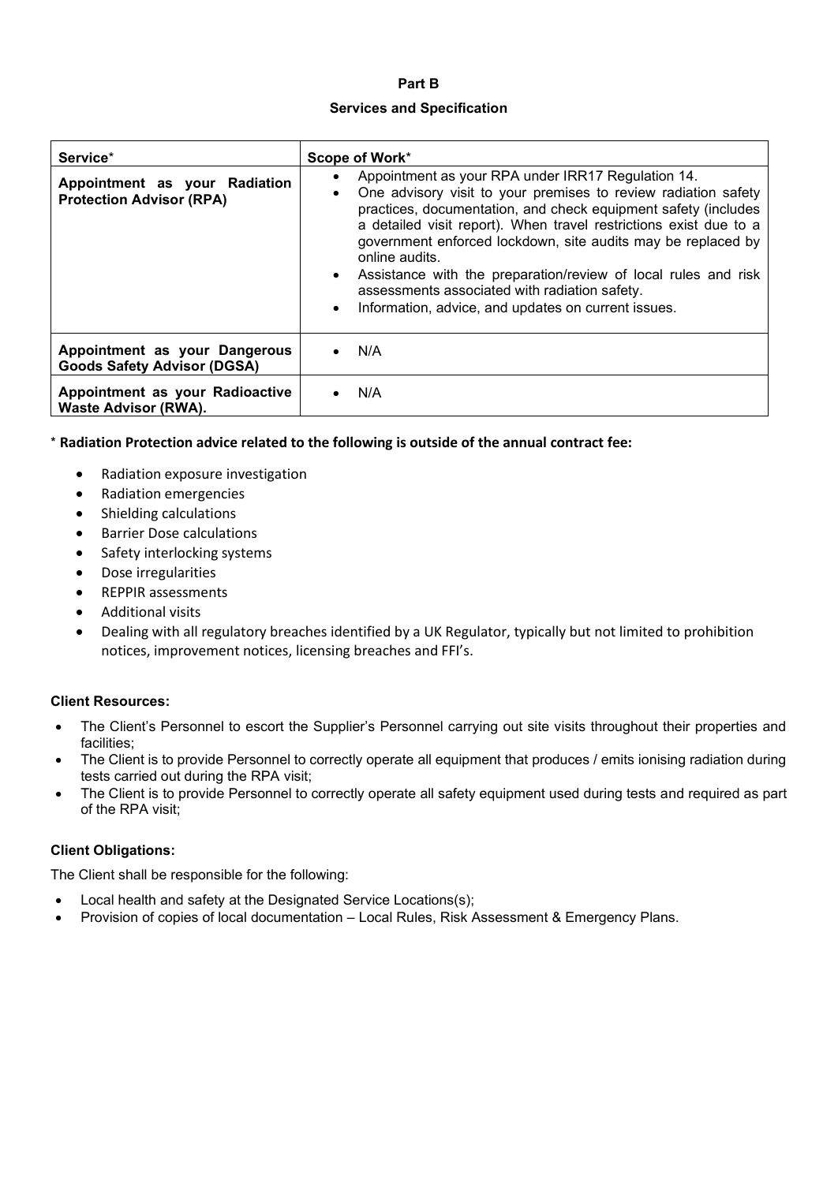**Part B**

**Services and Specification**

| Service* | Scope of Work* |
|---|---|
| **Appointment as your Radiation Protection Advisor (RPA)** | • Appointment as your RPA under IRR17 Regulation 14.<br>• One advisory visit to your premises to review radiation safety practices, documentation, and check equipment safety (includes a detailed visit report). When travel restrictions exist due to a government enforced lockdown, site audits may be replaced by online audits.<br>• Assistance with the preparation/review of local rules and risk assessments associated with radiation safety.<br>• Information, advice, and updates on current issues. |
| **Appointment as your Dangerous Goods Safety Advisor (DGSA)** | • N/A |
| **Appointment as your Radioactive Waste Advisor (RWA).** | • N/A |

\* **Radiation Protection advice related to the following is outside of the annual contract fee:**

- Radiation exposure investigation
- Radiation emergencies
- Shielding calculations
- Barrier Dose calculations
- Safety interlocking systems
- Dose irregularities
- REPPIR assessments
- Additional visits
- Dealing with all regulatory breaches identified by a UK Regulator, typically but not limited to prohibition notices, improvement notices, licensing breaches and FFI's.

**Client Resources:**

- The Client's Personnel to escort the Supplier's Personnel carrying out site visits throughout their properties and facilities;
- The Client is to provide Personnel to correctly operate all equipment that produces / emits ionising radiation during tests carried out during the RPA visit;
- The Client is to provide Personnel to correctly operate all safety equipment used during tests and required as part of the RPA visit;

**Client Obligations:**

The Client shall be responsible for the following:

- Local health and safety at the Designated Service Locations(s);
- Provision of copies of local documentation – Local Rules, Risk Assessment & Emergency Plans.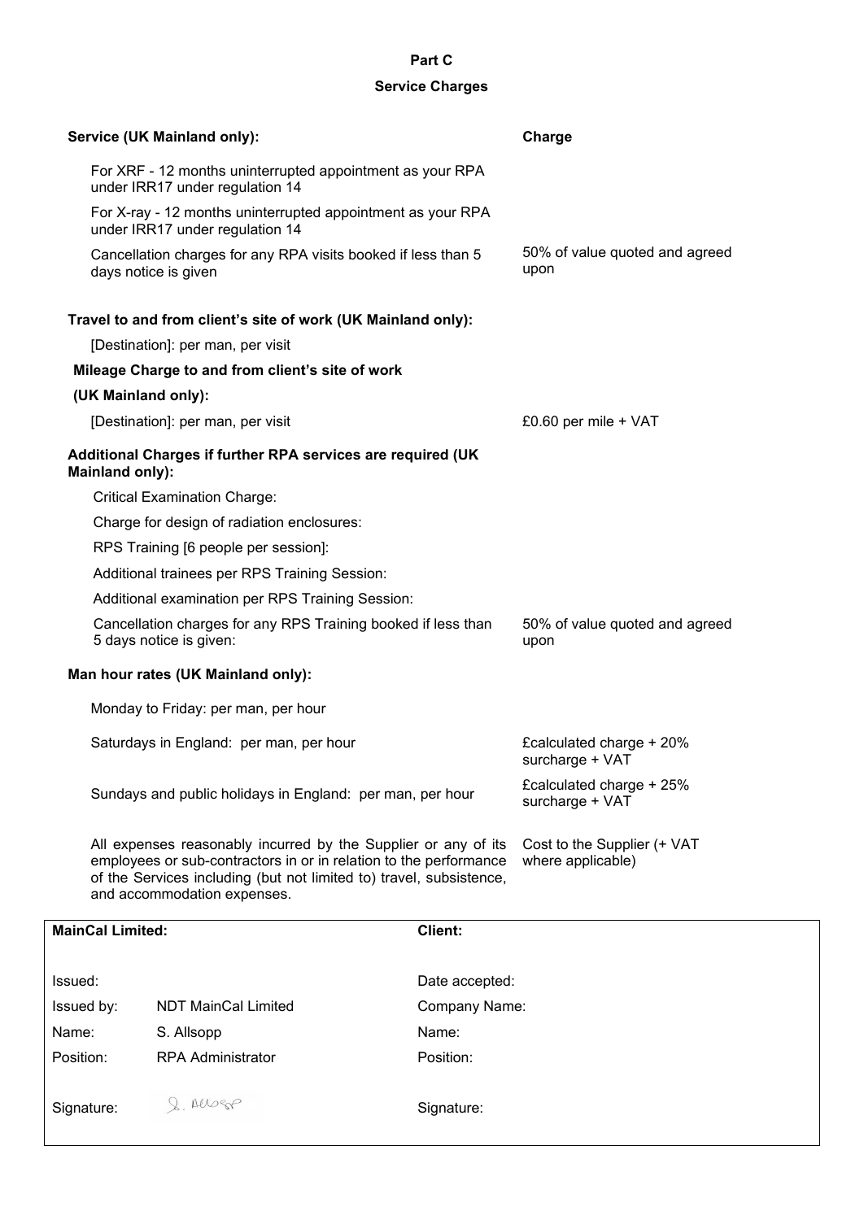# Part C

## Service Charges

| Service (UK Mainland only): | Charge |
|---|---|
| For XRF - 12 months uninterrupted appointment as your RPA under IRR17 under regulation 14 | |
| For X-ray - 12 months uninterrupted appointment as your RPA under IRR17 under regulation 14 | |
| Cancellation charges for any RPA visits booked if less than 5 days notice is given | 50% of value quoted and agreed upon |
| **Travel to and from client's site of work (UK Mainland only):** | |
| [Destination]: per man, per visit | |
| **Mileage Charge to and from client's site of work (UK Mainland only):** | |
| [Destination]: per man, per visit | £0.60 per mile + VAT |
| **Additional Charges if further RPA services are required (UK Mainland only):** | |
| Critical Examination Charge: | |
| Charge for design of radiation enclosures: | |
| RPS Training [6 people per session]: | |
| Additional trainees per RPS Training Session: | |
| Additional examination per RPS Training Session: | |
| Cancellation charges for any RPS Training booked if less than 5 days notice is given: | 50% of value quoted and agreed upon |
| **Man hour rates (UK Mainland only):** | |
| Monday to Friday: per man, per hour | |
| Saturdays in England: per man, per hour | £calculated charge + 20% surcharge + VAT |
| Sundays and public holidays in England: per man, per hour | £calculated charge + 25% surcharge + VAT |
| All expenses reasonably incurred by the Supplier or any of its employees or sub-contractors in or in relation to the performance of the Services including (but not limited to) travel, subsistence, and accommodation expenses. | Cost to the Supplier (+ VAT where applicable) |

| **MainCal Limited:** | | **Client:** | |
|---|---|---|---|
| Issued: | | Date accepted: | |
| Issued by: | NDT MainCal Limited | Company Name: | |
| Name: | S. Allsopp | Name: | |
| Position: | RPA Administrator | Position: | |
| Signature: | S. Allsopp | Signature: | |